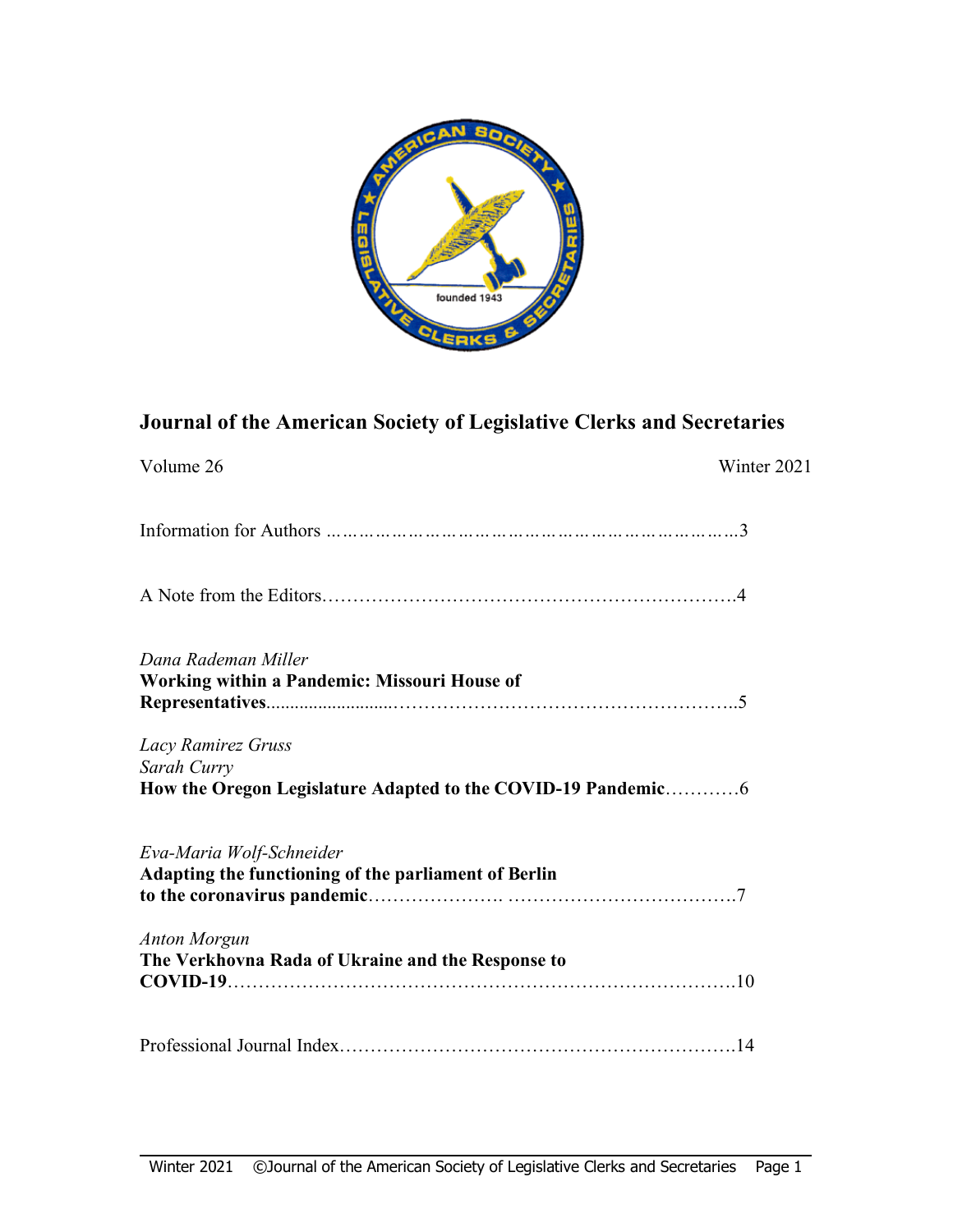# Journal of the American Society of Legislative Clerks and Secretaries

Volume 26 Winter 2021

Information for Authors ……………………………………………………………3

A Note from the Editors……………………………………………………….4

*Dana Rademan Miller*
**Working within a Pandemic: Missouri House of Representatives**……………………………………………..5

*Lacy Ramirez Gruss*
*Sarah Curry*
**How the Oregon Legislature Adapted to the COVID-19 Pandemic**…………6

*Eva-Maria Wolf-Schneider*
**Adapting the functioning of the parliament of Berlin to the coronavirus pandemic**…………………. ……………………………….7

*Anton Morgun*
**The Verkhovna Rada of Ukraine and the Response to COVID-19**………………………………………………………………….10

Professional Journal Index…………………………………………………….14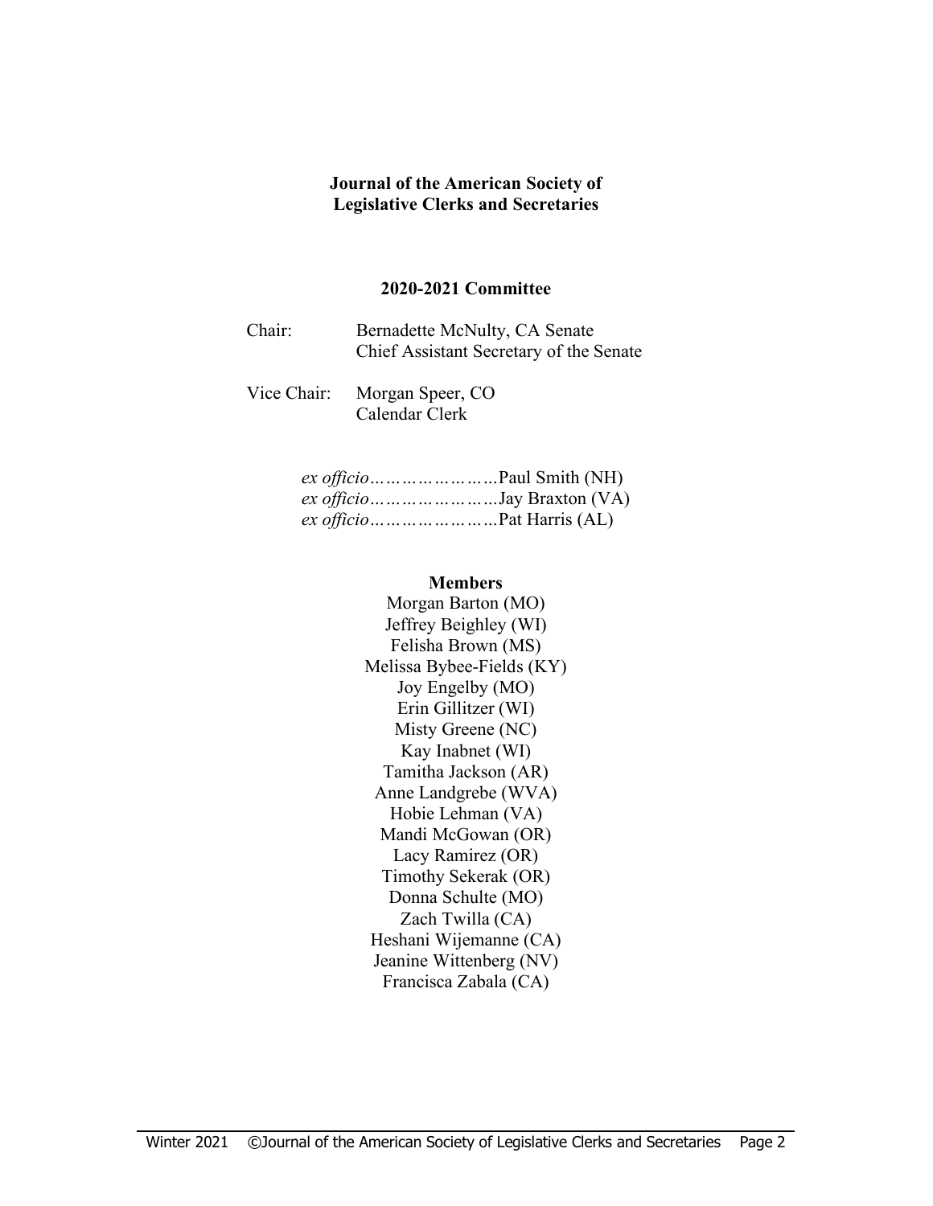**Journal of the American Society of Legislative Clerks and Secretaries**

**2020-2021 Committee**

Chair: Bernadette McNulty, CA Senate
Chief Assistant Secretary of the Senate

Vice Chair: Morgan Speer, CO
Calendar Clerk

*ex officio*…………………Paul Smith (NH)
*ex officio*…………………Jay Braxton (VA)
*ex officio*…………………Pat Harris (AL)

**Members**

Morgan Barton (MO)
Jeffrey Beighley (WI)
Felisha Brown (MS)
Melissa Bybee-Fields (KY)
Joy Engelby (MO)
Erin Gillitzer (WI)
Misty Greene (NC)
Kay Inabnet (WI)
Tamitha Jackson (AR)
Anne Landgrebe (WVA)
Hobie Lehman (VA)
Mandi McGowan (OR)
Lacy Ramirez (OR)
Timothy Sekerak (OR)
Donna Schulte (MO)
Zach Twilla (CA)
Heshani Wijemanne (CA)
Jeanine Wittenberg (NV)
Francisca Zabala (CA)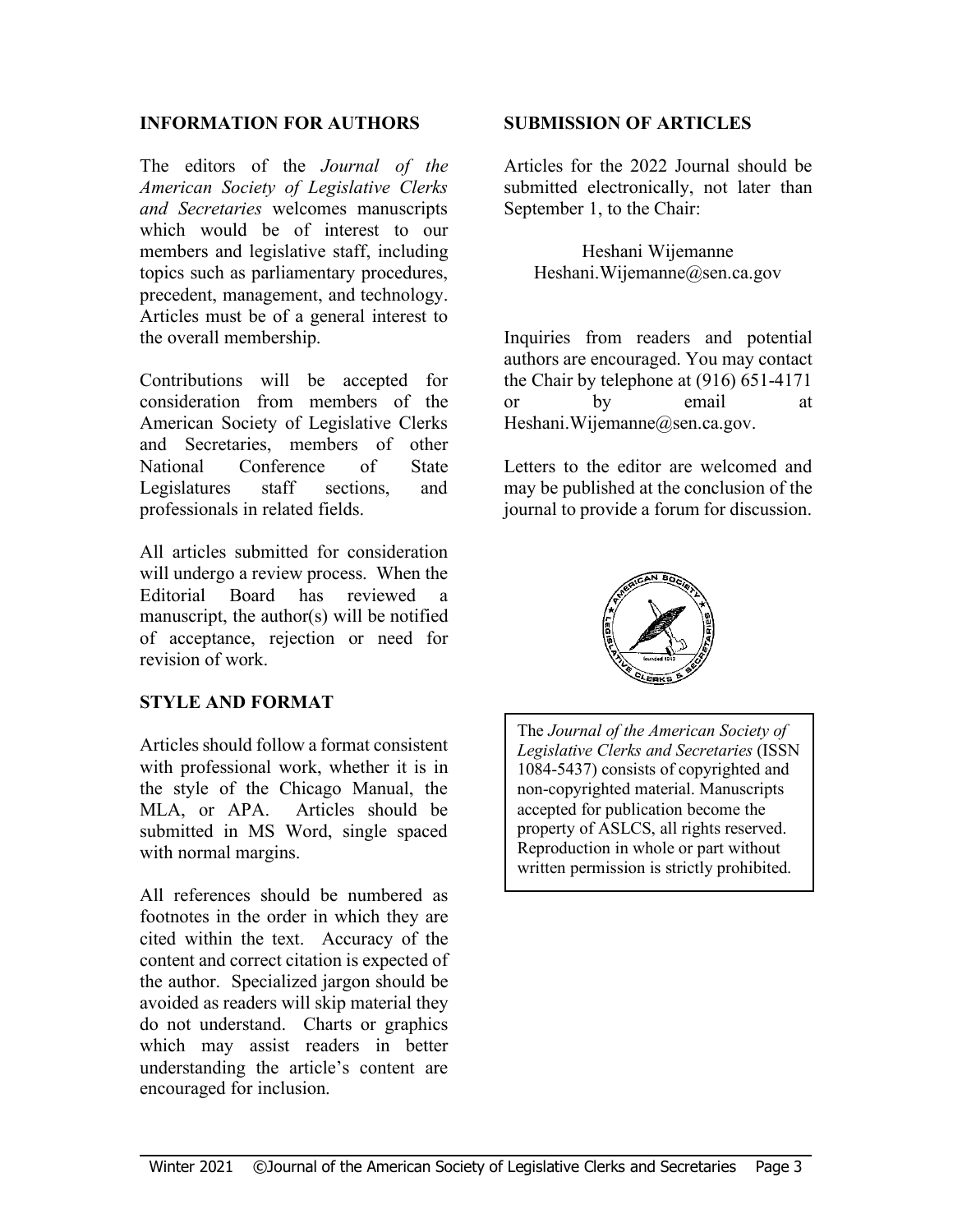## INFORMATION FOR AUTHORS

The editors of the *Journal of the American Society of Legislative Clerks and Secretaries* welcomes manuscripts which would be of interest to our members and legislative staff, including topics such as parliamentary procedures, precedent, management, and technology. Articles must be of a general interest to the overall membership.

Contributions will be accepted for consideration from members of the American Society of Legislative Clerks and Secretaries, members of other National Conference of State Legislatures staff sections, and professionals in related fields.

All articles submitted for consideration will undergo a review process. When the Editorial Board has reviewed a manuscript, the author(s) will be notified of acceptance, rejection or need for revision of work.

## STYLE AND FORMAT

Articles should follow a format consistent with professional work, whether it is in the style of the Chicago Manual, the MLA, or APA. Articles should be submitted in MS Word, single spaced with normal margins.

All references should be numbered as footnotes in the order in which they are cited within the text. Accuracy of the content and correct citation is expected of the author. Specialized jargon should be avoided as readers will skip material they do not understand. Charts or graphics which may assist readers in better understanding the article's content are encouraged for inclusion.

## SUBMISSION OF ARTICLES

Articles for the 2022 Journal should be submitted electronically, not later than September 1, to the Chair:

Heshani Wijemanne
Heshani.Wijemanne@sen.ca.gov

Inquiries from readers and potential authors are encouraged. You may contact the Chair by telephone at (916) 651-4171 or by email at Heshani.Wijemanne@sen.ca.gov.

Letters to the editor are welcomed and may be published at the conclusion of the journal to provide a forum for discussion.

The *Journal of the American Society of Legislative Clerks and Secretaries* (ISSN 1084-5437) consists of copyrighted and non-copyrighted material. Manuscripts accepted for publication become the property of ASLCS, all rights reserved. Reproduction in whole or part without written permission is strictly prohibited.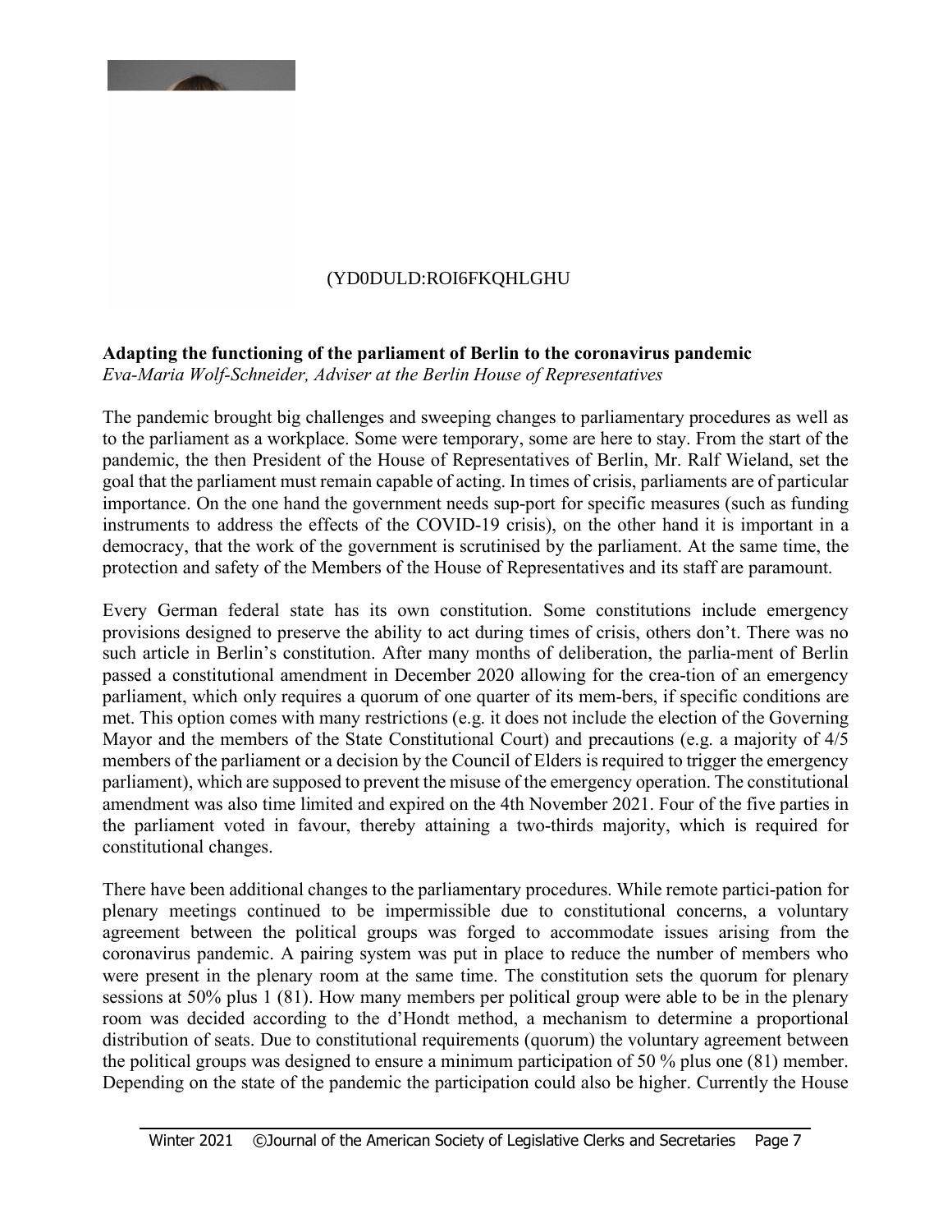(YD0DULD:ROI6FKQHLGHU

**Adapting the functioning of the parliament of Berlin to the coronavirus pandemic**
*Eva-Maria Wolf-Schneider, Adviser at the Berlin House of Representatives*

The pandemic brought big challenges and sweeping changes to parliamentary procedures as well as to the parliament as a workplace. Some were temporary, some are here to stay. From the start of the pandemic, the then President of the House of Representatives of Berlin, Mr. Ralf Wieland, set the goal that the parliament must remain capable of acting. In times of crisis, parliaments are of particular importance. On the one hand the government needs sup-port for specific measures (such as funding instruments to address the effects of the COVID-19 crisis), on the other hand it is important in a democracy, that the work of the government is scrutinised by the parliament. At the same time, the protection and safety of the Members of the House of Representatives and its staff are paramount.

Every German federal state has its own constitution. Some constitutions include emergency provisions designed to preserve the ability to act during times of crisis, others don't. There was no such article in Berlin's constitution. After many months of deliberation, the parlia-ment of Berlin passed a constitutional amendment in December 2020 allowing for the crea-tion of an emergency parliament, which only requires a quorum of one quarter of its mem-bers, if specific conditions are met. This option comes with many restrictions (e.g. it does not include the election of the Governing Mayor and the members of the State Constitutional Court) and precautions (e.g. a majority of 4/5 members of the parliament or a decision by the Council of Elders is required to trigger the emergency parliament), which are supposed to prevent the misuse of the emergency operation. The constitutional amendment was also time limited and expired on the 4th November 2021. Four of the five parties in the parliament voted in favour, thereby attaining a two-thirds majority, which is required for constitutional changes.

There have been additional changes to the parliamentary procedures. While remote partici-pation for plenary meetings continued to be impermissible due to constitutional concerns, a voluntary agreement between the political groups was forged to accommodate issues arising from the coronavirus pandemic. A pairing system was put in place to reduce the number of members who were present in the plenary room at the same time. The constitution sets the quorum for plenary sessions at 50% plus 1 (81). How many members per political group were able to be in the plenary room was decided according to the d'Hondt method, a mechanism to determine a proportional distribution of seats. Due to constitutional requirements (quorum) the voluntary agreement between the political groups was designed to ensure a minimum participation of 50 % plus one (81) member. Depending on the state of the pandemic the participation could also be higher. Currently the House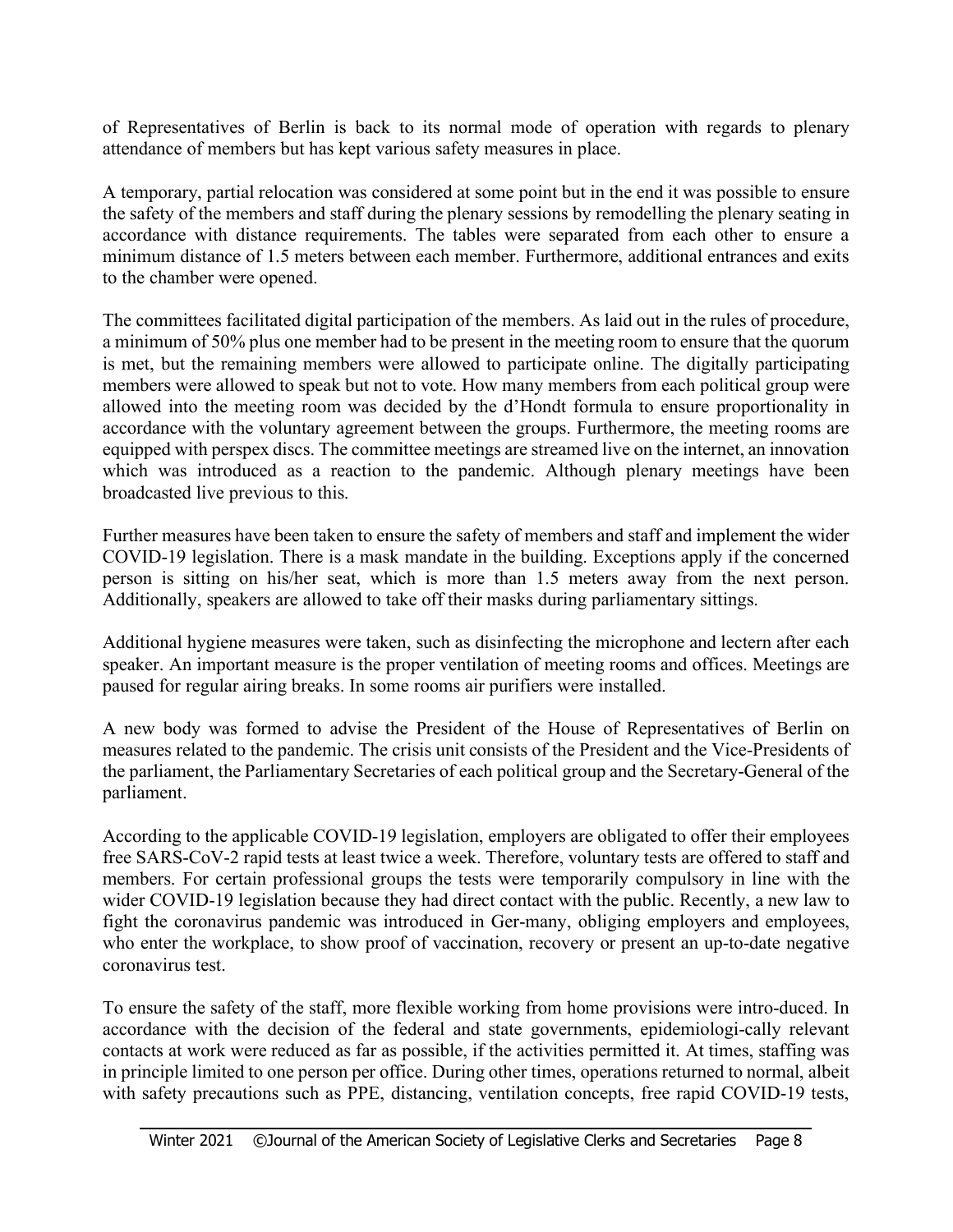of Representatives of Berlin is back to its normal mode of operation with regards to plenary attendance of members but has kept various safety measures in place.

A temporary, partial relocation was considered at some point but in the end it was possible to ensure the safety of the members and staff during the plenary sessions by remodelling the plenary seating in accordance with distance requirements. The tables were separated from each other to ensure a minimum distance of 1.5 meters between each member. Furthermore, additional entrances and exits to the chamber were opened.

The committees facilitated digital participation of the members. As laid out in the rules of procedure, a minimum of 50% plus one member had to be present in the meeting room to ensure that the quorum is met, but the remaining members were allowed to participate online. The digitally participating members were allowed to speak but not to vote. How many members from each political group were allowed into the meeting room was decided by the d'Hondt formula to ensure proportionality in accordance with the voluntary agreement between the groups. Furthermore, the meeting rooms are equipped with perspex discs. The committee meetings are streamed live on the internet, an innovation which was introduced as a reaction to the pandemic. Although plenary meetings have been broadcasted live previous to this.

Further measures have been taken to ensure the safety of members and staff and implement the wider COVID-19 legislation. There is a mask mandate in the building. Exceptions apply if the concerned person is sitting on his/her seat, which is more than 1.5 meters away from the next person. Additionally, speakers are allowed to take off their masks during parliamentary sittings.

Additional hygiene measures were taken, such as disinfecting the microphone and lectern after each speaker. An important measure is the proper ventilation of meeting rooms and offices. Meetings are paused for regular airing breaks. In some rooms air purifiers were installed.

A new body was formed to advise the President of the House of Representatives of Berlin on measures related to the pandemic. The crisis unit consists of the President and the Vice-Presidents of the parliament, the Parliamentary Secretaries of each political group and the Secretary-General of the parliament.

According to the applicable COVID-19 legislation, employers are obligated to offer their employees free SARS-CoV-2 rapid tests at least twice a week. Therefore, voluntary tests are offered to staff and members. For certain professional groups the tests were temporarily compulsory in line with the wider COVID-19 legislation because they had direct contact with the public. Recently, a new law to fight the coronavirus pandemic was introduced in Ger-many, obliging employers and employees, who enter the workplace, to show proof of vaccination, recovery or present an up-to-date negative coronavirus test.

To ensure the safety of the staff, more flexible working from home provisions were intro-duced. In accordance with the decision of the federal and state governments, epidemiologi-cally relevant contacts at work were reduced as far as possible, if the activities permitted it. At times, staffing was in principle limited to one person per office. During other times, operations returned to normal, albeit with safety precautions such as PPE, distancing, ventilation concepts, free rapid COVID-19 tests,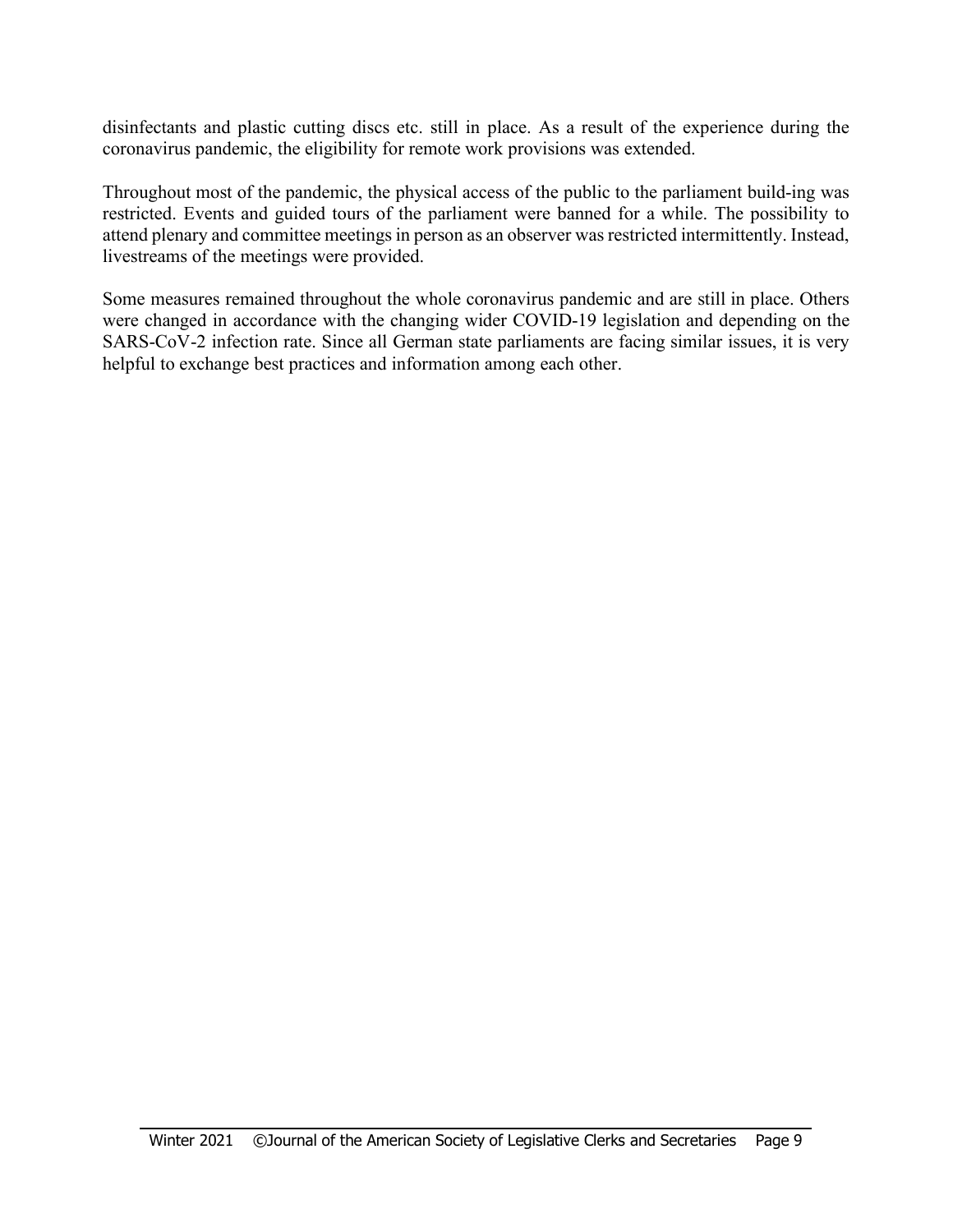disinfectants and plastic cutting discs etc. still in place. As a result of the experience during the coronavirus pandemic, the eligibility for remote work provisions was extended.

Throughout most of the pandemic, the physical access of the public to the parliament build-ing was restricted. Events and guided tours of the parliament were banned for a while. The possibility to attend plenary and committee meetings in person as an observer was restricted intermittently. Instead, livestreams of the meetings were provided.

Some measures remained throughout the whole coronavirus pandemic and are still in place. Others were changed in accordance with the changing wider COVID-19 legislation and depending on the SARS-CoV-2 infection rate. Since all German state parliaments are facing similar issues, it is very helpful to exchange best practices and information among each other.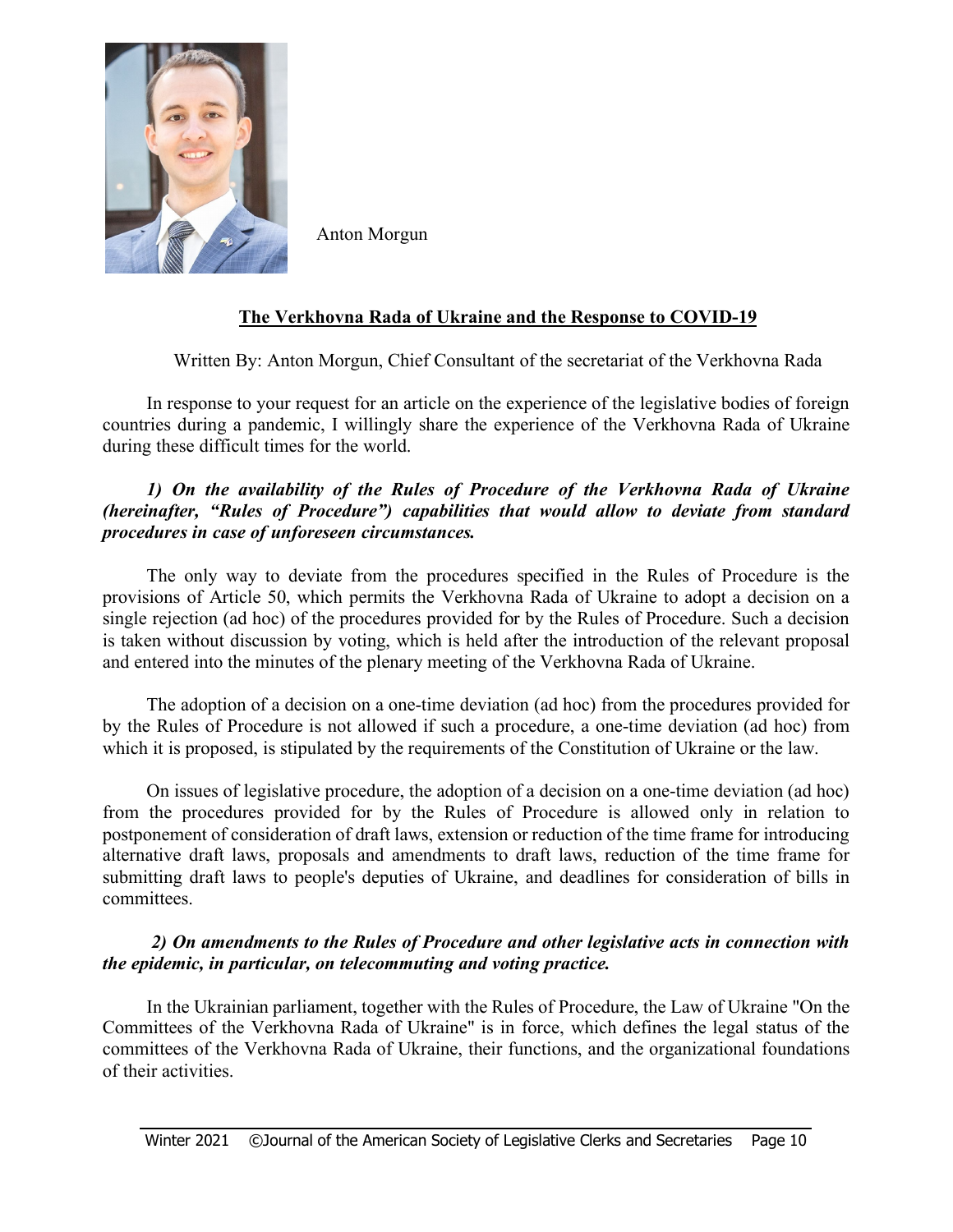Anton Morgun

## The Verkhovna Rada of Ukraine and the Response to COVID-19

Written By: Anton Morgun, Chief Consultant of the secretariat of the Verkhovna Rada

In response to your request for an article on the experience of the legislative bodies of foreign countries during a pandemic, I willingly share the experience of the Verkhovna Rada of Ukraine during these difficult times for the world.

***1) On the availability of the Rules of Procedure of the Verkhovna Rada of Ukraine (hereinafter, "Rules of Procedure") capabilities that would allow to deviate from standard procedures in case of unforeseen circumstances.***

The only way to deviate from the procedures specified in the Rules of Procedure is the provisions of Article 50, which permits the Verkhovna Rada of Ukraine to adopt a decision on a single rejection (ad hoc) of the procedures provided for by the Rules of Procedure. Such a decision is taken without discussion by voting, which is held after the introduction of the relevant proposal and entered into the minutes of the plenary meeting of the Verkhovna Rada of Ukraine.

The adoption of a decision on a one-time deviation (ad hoc) from the procedures provided for by the Rules of Procedure is not allowed if such a procedure, a one-time deviation (ad hoc) from which it is proposed, is stipulated by the requirements of the Constitution of Ukraine or the law.

On issues of legislative procedure, the adoption of a decision on a one-time deviation (ad hoc) from the procedures provided for by the Rules of Procedure is allowed only in relation to postponement of consideration of draft laws, extension or reduction of the time frame for introducing alternative draft laws, proposals and amendments to draft laws, reduction of the time frame for submitting draft laws to people's deputies of Ukraine, and deadlines for consideration of bills in committees.

***2) On amendments to the Rules of Procedure and other legislative acts in connection with the epidemic, in particular, on telecommuting and voting practice.***

In the Ukrainian parliament, together with the Rules of Procedure, the Law of Ukraine "On the Committees of the Verkhovna Rada of Ukraine" is in force, which defines the legal status of the committees of the Verkhovna Rada of Ukraine, their functions, and the organizational foundations of their activities.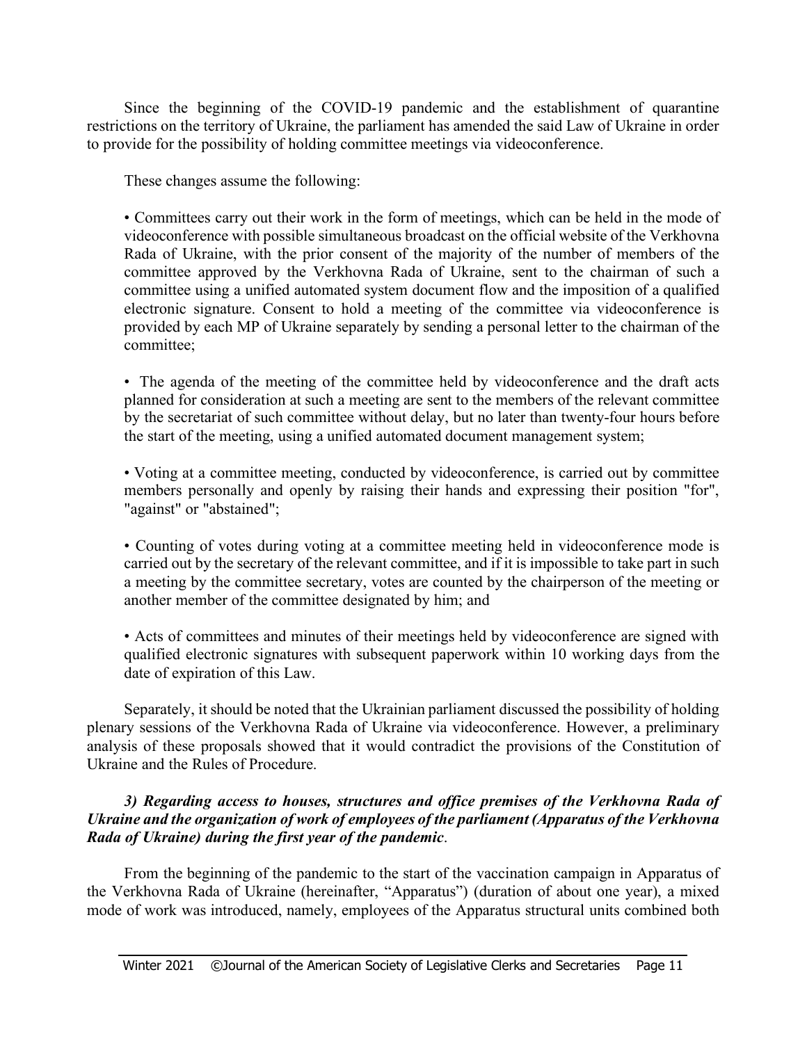Since the beginning of the COVID-19 pandemic and the establishment of quarantine restrictions on the territory of Ukraine, the parliament has amended the said Law of Ukraine in order to provide for the possibility of holding committee meetings via videoconference.

These changes assume the following:

- Committees carry out their work in the form of meetings, which can be held in the mode of videoconference with possible simultaneous broadcast on the official website of the Verkhovna Rada of Ukraine, with the prior consent of the majority of the number of members of the committee approved by the Verkhovna Rada of Ukraine, sent to the chairman of such a committee using a unified automated system document flow and the imposition of a qualified electronic signature. Consent to hold a meeting of the committee via videoconference is provided by each MP of Ukraine separately by sending a personal letter to the chairman of the committee;

- The agenda of the meeting of the committee held by videoconference and the draft acts planned for consideration at such a meeting are sent to the members of the relevant committee by the secretariat of such committee without delay, but no later than twenty-four hours before the start of the meeting, using a unified automated document management system;

- Voting at a committee meeting, conducted by videoconference, is carried out by committee members personally and openly by raising their hands and expressing their position "for", "against" or "abstained";

- Counting of votes during voting at a committee meeting held in videoconference mode is carried out by the secretary of the relevant committee, and if it is impossible to take part in such a meeting by the committee secretary, votes are counted by the chairperson of the meeting or another member of the committee designated by him; and

- Acts of committees and minutes of their meetings held by videoconference are signed with qualified electronic signatures with subsequent paperwork within 10 working days from the date of expiration of this Law.

Separately, it should be noted that the Ukrainian parliament discussed the possibility of holding plenary sessions of the Verkhovna Rada of Ukraine via videoconference. However, a preliminary analysis of these proposals showed that it would contradict the provisions of the Constitution of Ukraine and the Rules of Procedure.

***3) Regarding access to houses, structures and office premises of the Verkhovna Rada of Ukraine and the organization of work of employees of the parliament (Apparatus of the Verkhovna Rada of Ukraine) during the first year of the pandemic*.**

From the beginning of the pandemic to the start of the vaccination campaign in Apparatus of the Verkhovna Rada of Ukraine (hereinafter, "Apparatus") (duration of about one year), a mixed mode of work was introduced, namely, employees of the Apparatus structural units combined both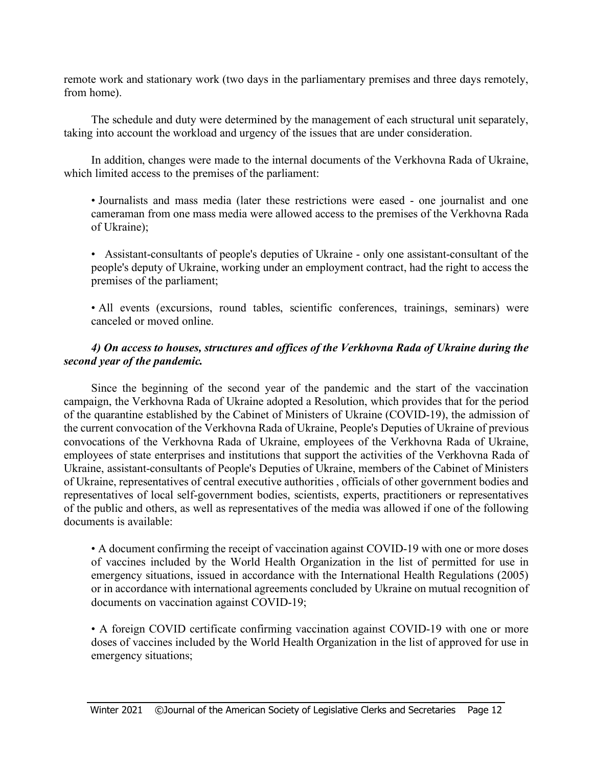remote work and stationary work (two days in the parliamentary premises and three days remotely, from home).

The schedule and duty were determined by the management of each structural unit separately, taking into account the workload and urgency of the issues that are under consideration.

In addition, changes were made to the internal documents of the Verkhovna Rada of Ukraine, which limited access to the premises of the parliament:

- Journalists and mass media (later these restrictions were eased - one journalist and one cameraman from one mass media were allowed access to the premises of the Verkhovna Rada of Ukraine);
- Assistant-consultants of people's deputies of Ukraine - only one assistant-consultant of the people's deputy of Ukraine, working under an employment contract, had the right to access the premises of the parliament;
- All events (excursions, round tables, scientific conferences, trainings, seminars) were canceled or moved online.

***4) On access to houses, structures and offices of the Verkhovna Rada of Ukraine during the second year of the pandemic.***

Since the beginning of the second year of the pandemic and the start of the vaccination campaign, the Verkhovna Rada of Ukraine adopted a Resolution, which provides that for the period of the quarantine established by the Cabinet of Ministers of Ukraine (COVID-19), the admission of the current convocation of the Verkhovna Rada of Ukraine, People's Deputies of Ukraine of previous convocations of the Verkhovna Rada of Ukraine, employees of the Verkhovna Rada of Ukraine, employees of state enterprises and institutions that support the activities of the Verkhovna Rada of Ukraine, assistant-consultants of People's Deputies of Ukraine, members of the Cabinet of Ministers of Ukraine, representatives of central executive authorities , officials of other government bodies and representatives of local self-government bodies, scientists, experts, practitioners or representatives of the public and others, as well as representatives of the media was allowed if one of the following documents is available:

- A document confirming the receipt of vaccination against COVID-19 with one or more doses of vaccines included by the World Health Organization in the list of permitted for use in emergency situations, issued in accordance with the International Health Regulations (2005) or in accordance with international agreements concluded by Ukraine on mutual recognition of documents on vaccination against COVID-19;
- A foreign COVID certificate confirming vaccination against COVID-19 with one or more doses of vaccines included by the World Health Organization in the list of approved for use in emergency situations;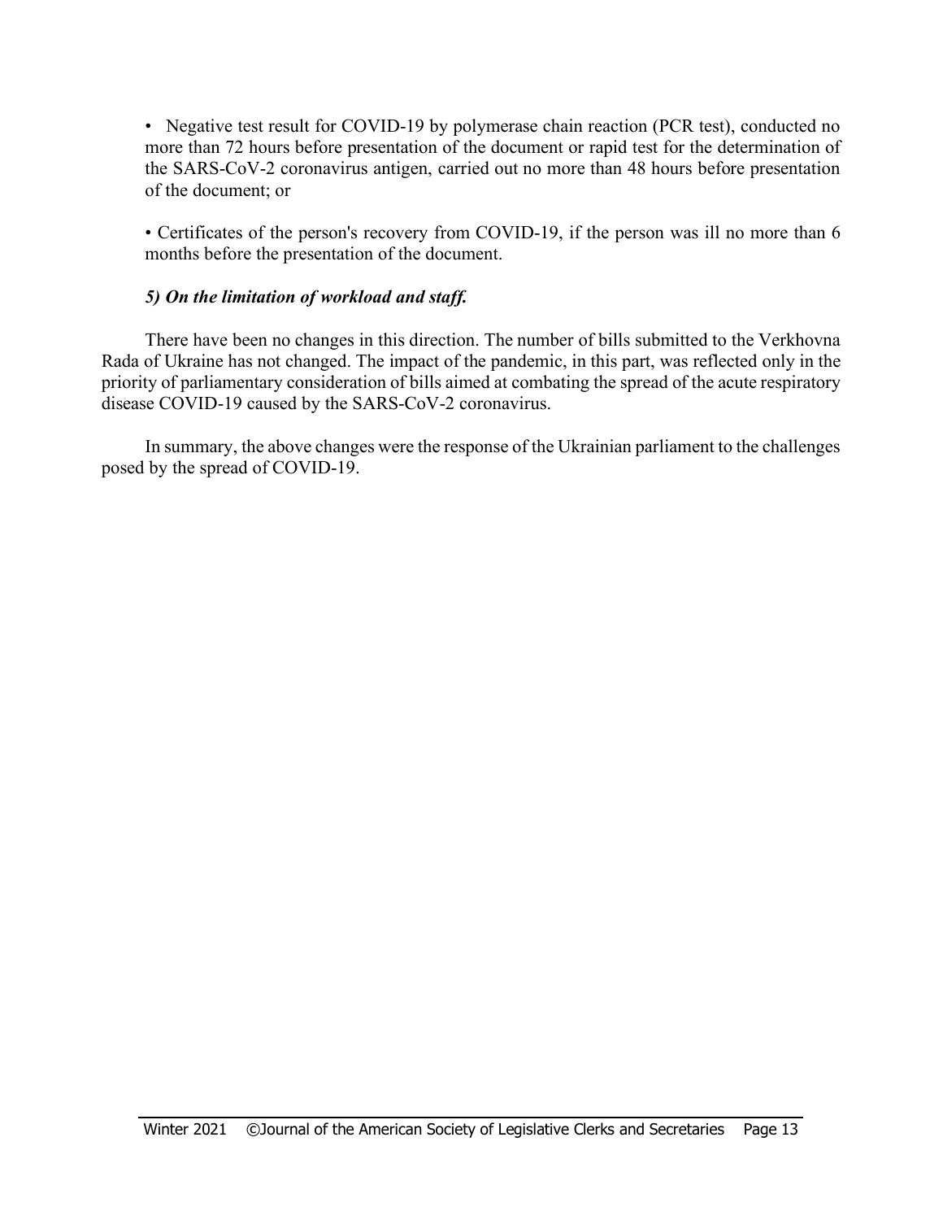- Negative test result for COVID-19 by polymerase chain reaction (PCR test), conducted no more than 72 hours before presentation of the document or rapid test for the determination of the SARS-CoV-2 coronavirus antigen, carried out no more than 48 hours before presentation of the document; or

- Certificates of the person's recovery from COVID-19, if the person was ill no more than 6 months before the presentation of the document.

***5) On the limitation of workload and staff.***

There have been no changes in this direction. The number of bills submitted to the Verkhovna Rada of Ukraine has not changed. The impact of the pandemic, in this part, was reflected only in the priority of parliamentary consideration of bills aimed at combating the spread of the acute respiratory disease COVID-19 caused by the SARS-CoV-2 coronavirus.

In summary, the above changes were the response of the Ukrainian parliament to the challenges posed by the spread of COVID-19.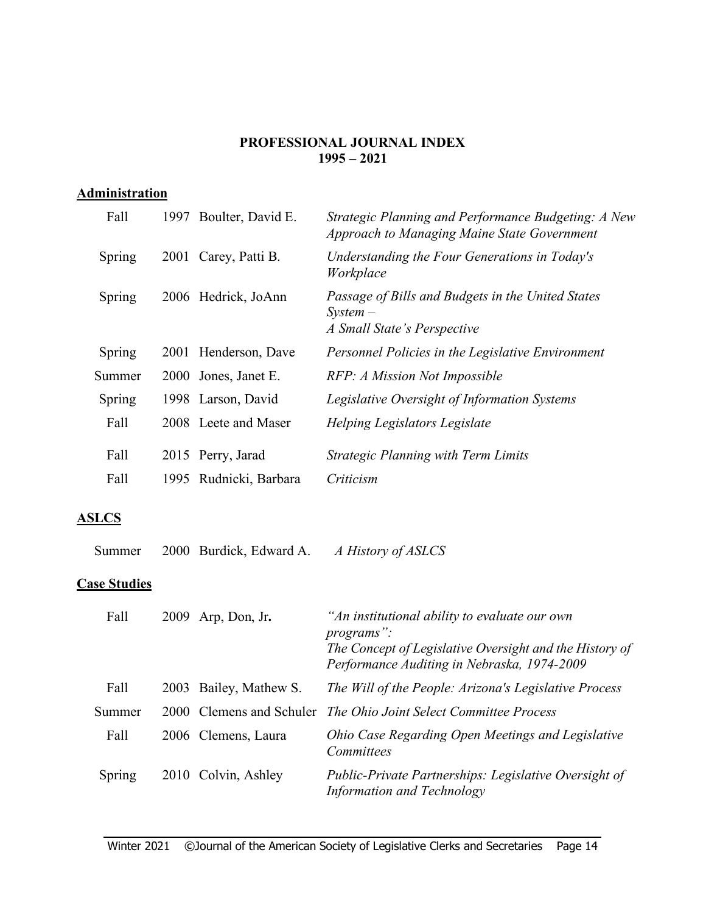# PROFESSIONAL JOURNAL INDEX
# 1995 – 2021

## Administration

| | | | |
|---|---|---|---|
| Fall | 1997 | Boulter, David E. | *Strategic Planning and Performance Budgeting: A New Approach to Managing Maine State Government* |
| Spring | 2001 | Carey, Patti B. | *Understanding the Four Generations in Today's Workplace* |
| Spring | 2006 | Hedrick, JoAnn | *Passage of Bills and Budgets in the United States System – A Small State's Perspective* |
| Spring | 2001 | Henderson, Dave | *Personnel Policies in the Legislative Environment* |
| Summer | 2000 | Jones, Janet E. | *RFP: A Mission Not Impossible* |
| Spring | 1998 | Larson, David | *Legislative Oversight of Information Systems* |
| Fall | 2008 | Leete and Maser | *Helping Legislators Legislate* |
| Fall | 2015 | Perry, Jarad | *Strategic Planning with Term Limits* |
| Fall | 1995 | Rudnicki, Barbara | *Criticism* |

## ASLCS

| | | | |
|---|---|---|---|
| Summer | 2000 | Burdick, Edward A. | *A History of ASLCS* |

## Case Studies

| | | | |
|---|---|---|---|
| Fall | 2009 | Arp, Don, Jr. | *"An institutional ability to evaluate our own programs": The Concept of Legislative Oversight and the History of Performance Auditing in Nebraska, 1974-2009* |
| Fall | 2003 | Bailey, Mathew S. | *The Will of the People: Arizona's Legislative Process* |
| Summer | 2000 | Clemens and Schuler | *The Ohio Joint Select Committee Process* |
| Fall | 2006 | Clemens, Laura | *Ohio Case Regarding Open Meetings and Legislative Committees* |
| Spring | 2010 | Colvin, Ashley | *Public-Private Partnerships: Legislative Oversight of Information and Technology* |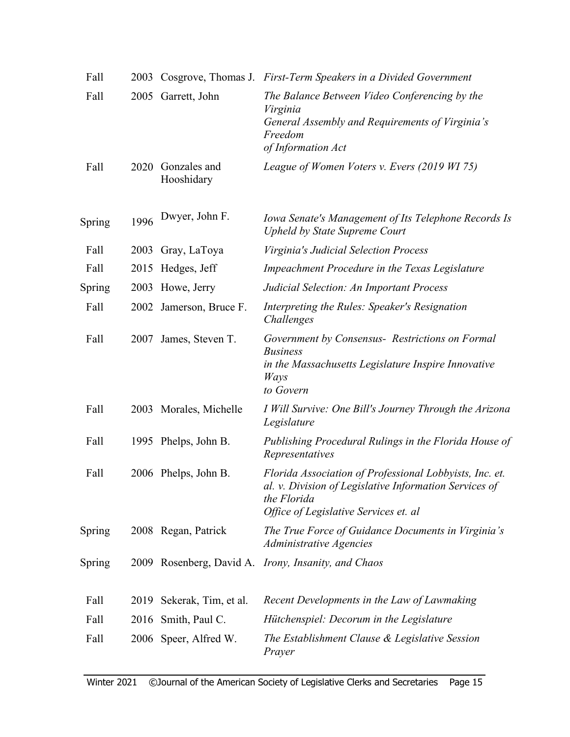| | | | |
|---|---|---|---|
| Fall | 2003 | Cosgrove, Thomas J. | *First-Term Speakers in a Divided Government* |
| Fall | 2005 | Garrett, John | *The Balance Between Video Conferencing by the Virginia General Assembly and Requirements of Virginia's Freedom of Information Act* |
| Fall | 2020 | Gonzales and Hooshidary | *League of Women Voters v. Evers (2019 WI 75)* |
| Spring | 1996 | Dwyer, John F. | *Iowa Senate's Management of Its Telephone Records Is Upheld by State Supreme Court* |
| Fall | 2003 | Gray, LaToya | *Virginia's Judicial Selection Process* |
| Fall | 2015 | Hedges, Jeff | *Impeachment Procedure in the Texas Legislature* |
| Spring | 2003 | Howe, Jerry | *Judicial Selection: An Important Process* |
| Fall | 2002 | Jamerson, Bruce F. | *Interpreting the Rules: Speaker's Resignation Challenges* |
| Fall | 2007 | James, Steven T. | *Government by Consensus- Restrictions on Formal Business in the Massachusetts Legislature Inspire Innovative Ways to Govern* |
| Fall | 2003 | Morales, Michelle | *I Will Survive: One Bill's Journey Through the Arizona Legislature* |
| Fall | 1995 | Phelps, John B. | *Publishing Procedural Rulings in the Florida House of Representatives* |
| Fall | 2006 | Phelps, John B. | *Florida Association of Professional Lobbyists, Inc. et. al. v. Division of Legislative Information Services of the Florida Office of Legislative Services et. al* |
| Spring | 2008 | Regan, Patrick | *The True Force of Guidance Documents in Virginia's Administrative Agencies* |
| Spring | 2009 | Rosenberg, David A. | *Irony, Insanity, and Chaos* |
| Fall | 2019 | Sekerak, Tim, et al. | *Recent Developments in the Law of Lawmaking* |
| Fall | 2016 | Smith, Paul C. | *Hütchenspiel: Decorum in the Legislature* |
| Fall | 2006 | Speer, Alfred W. | *The Establishment Clause & Legislative Session Prayer* |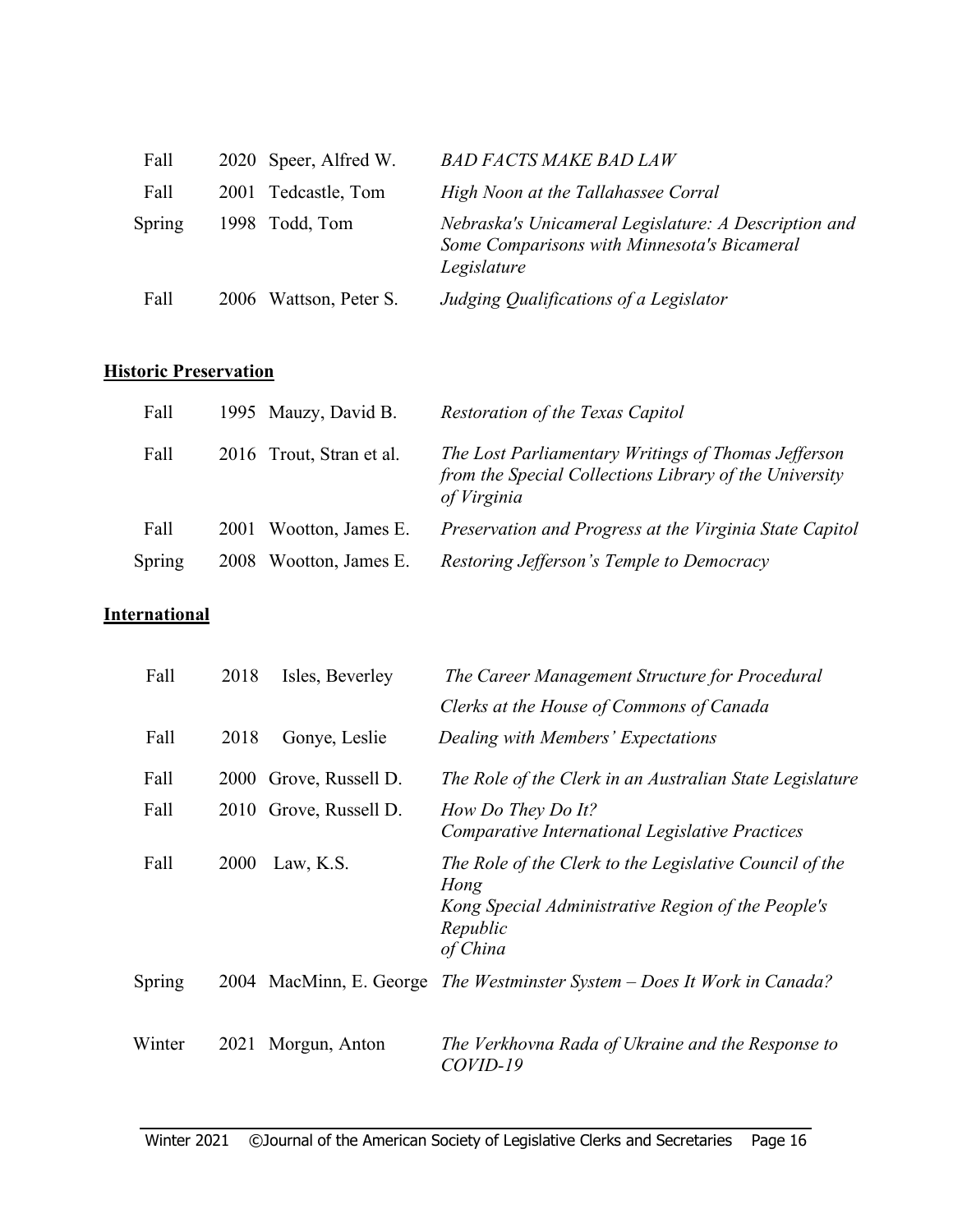| | | | |
|---|---|---|---|
| Fall | 2020 | Speer, Alfred W. | *BAD FACTS MAKE BAD LAW* |
| Fall | 2001 | Tedcastle, Tom | *High Noon at the Tallahassee Corral* |
| Spring | 1998 | Todd, Tom | *Nebraska's Unicameral Legislature: A Description and Some Comparisons with Minnesota's Bicameral Legislature* |
| Fall | 2006 | Wattson, Peter S. | *Judging Qualifications of a Legislator* |

**Historic Preservation**

| | | | |
|---|---|---|---|
| Fall | 1995 | Mauzy, David B. | *Restoration of the Texas Capitol* |
| Fall | 2016 | Trout, Stran et al. | *The Lost Parliamentary Writings of Thomas Jefferson from the Special Collections Library of the University of Virginia* |
| Fall | 2001 | Wootton, James E. | *Preservation and Progress at the Virginia State Capitol* |
| Spring | 2008 | Wootton, James E. | *Restoring Jefferson's Temple to Democracy* |

**International**

| | | | |
|---|---|---|---|
| Fall | 2018 | Isles, Beverley | *The Career Management Structure for Procedural Clerks at the House of Commons of Canada* |
| Fall | 2018 | Gonye, Leslie | *Dealing with Members' Expectations* |
| Fall | 2000 | Grove, Russell D. | *The Role of the Clerk in an Australian State Legislature* |
| Fall | 2010 | Grove, Russell D. | *How Do They Do It? Comparative International Legislative Practices* |
| Fall | 2000 | Law, K.S. | *The Role of the Clerk to the Legislative Council of the Hong Kong Special Administrative Region of the People's Republic of China* |
| Spring | 2004 | MacMinn, E. George | *The Westminster System – Does It Work in Canada?* |
| Winter | 2021 | Morgun, Anton | *The Verkhovna Rada of Ukraine and the Response to COVID-19* |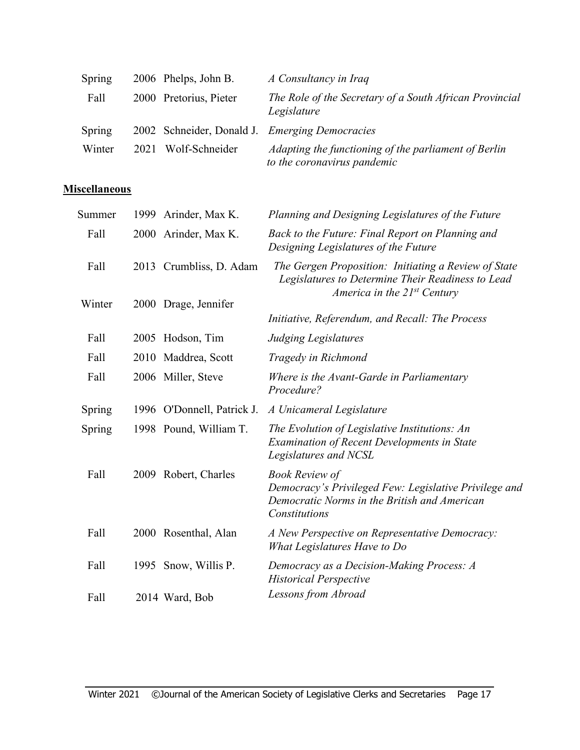| | | | |
|---|---|---|---|
| Spring | 2006 | Phelps, John B. | *A Consultancy in Iraq* |
| Fall | 2000 | Pretorius, Pieter | *The Role of the Secretary of a South African Provincial Legislature* |
| Spring | 2002 | Schneider, Donald J. | *Emerging Democracies* |
| Winter | 2021 | Wolf-Schneider | *Adapting the functioning of the parliament of Berlin to the coronavirus pandemic* |

**Miscellaneous**

| | | | |
|---|---|---|---|
| Summer | 1999 | Arinder, Max K. | *Planning and Designing Legislatures of the Future* |
| Fall | 2000 | Arinder, Max K. | *Back to the Future: Final Report on Planning and Designing Legislatures of the Future* |
| Fall | 2013 | Crumbliss, D. Adam | *The Gergen Proposition: Initiating a Review of State Legislatures to Determine Their Readiness to Lead America in the 21st Century* |
| Winter | 2000 | Drage, Jennifer | *Initiative, Referendum, and Recall: The Process* |
| Fall | 2005 | Hodson, Tim | *Judging Legislatures* |
| Fall | 2010 | Maddrea, Scott | *Tragedy in Richmond* |
| Fall | 2006 | Miller, Steve | *Where is the Avant-Garde in Parliamentary Procedure?* |
| Spring | 1996 | O'Donnell, Patrick J. | *A Unicameral Legislature* |
| Spring | 1998 | Pound, William T. | *The Evolution of Legislative Institutions: An Examination of Recent Developments in State Legislatures and NCSL* |
| Fall | 2009 | Robert, Charles | *Book Review of Democracy's Privileged Few: Legislative Privilege and Democratic Norms in the British and American Constitutions* |
| Fall | 2000 | Rosenthal, Alan | *A New Perspective on Representative Democracy: What Legislatures Have to Do* |
| Fall | 1995 | Snow, Willis P. | *Democracy as a Decision-Making Process: A Historical Perspective* |
| Fall | 2014 | Ward, Bob | *Lessons from Abroad* |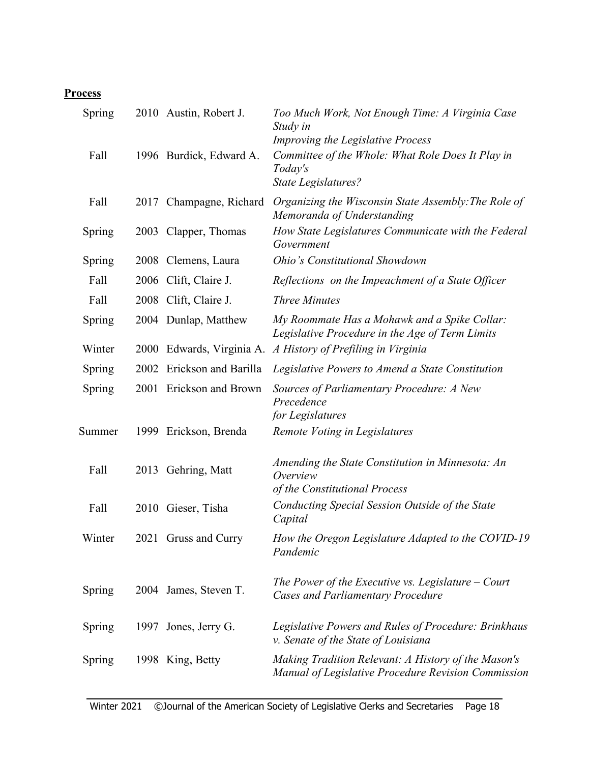**Process**

| | | | |
|---|---|---|---|
| Spring | 2010 | Austin, Robert J. | *Too Much Work, Not Enough Time: A Virginia Case Study in Improving the Legislative Process* |
| Fall | 1996 | Burdick, Edward A. | *Committee of the Whole: What Role Does It Play in Today's State Legislatures?* |
| Fall | 2017 | Champagne, Richard | *Organizing the Wisconsin State Assembly:The Role of Memoranda of Understanding* |
| Spring | 2003 | Clapper, Thomas | *How State Legislatures Communicate with the Federal Government* |
| Spring | 2008 | Clemens, Laura | *Ohio's Constitutional Showdown* |
| Fall | 2006 | Clift, Claire J. | *Reflections on the Impeachment of a State Officer* |
| Fall | 2008 | Clift, Claire J. | *Three Minutes* |
| Spring | 2004 | Dunlap, Matthew | *My Roommate Has a Mohawk and a Spike Collar: Legislative Procedure in the Age of Term Limits* |
| Winter | 2000 | Edwards, Virginia A. | *A History of Prefiling in Virginia* |
| Spring | 2002 | Erickson and Barilla | *Legislative Powers to Amend a State Constitution* |
| Spring | 2001 | Erickson and Brown | *Sources of Parliamentary Procedure: A New Precedence for Legislatures* |
| Summer | 1999 | Erickson, Brenda | *Remote Voting in Legislatures* |
| Fall | 2013 | Gehring, Matt | *Amending the State Constitution in Minnesota: An Overview of the Constitutional Process* |
| Fall | 2010 | Gieser, Tisha | *Conducting Special Session Outside of the State Capital* |
| Winter | 2021 | Gruss and Curry | *How the Oregon Legislature Adapted to the COVID-19 Pandemic* |
| Spring | 2004 | James, Steven T. | *The Power of the Executive vs. Legislature – Court Cases and Parliamentary Procedure* |
| Spring | 1997 | Jones, Jerry G. | *Legislative Powers and Rules of Procedure: Brinkhaus v. Senate of the State of Louisiana* |
| Spring | 1998 | King, Betty | *Making Tradition Relevant: A History of the Mason's Manual of Legislative Procedure Revision Commission* |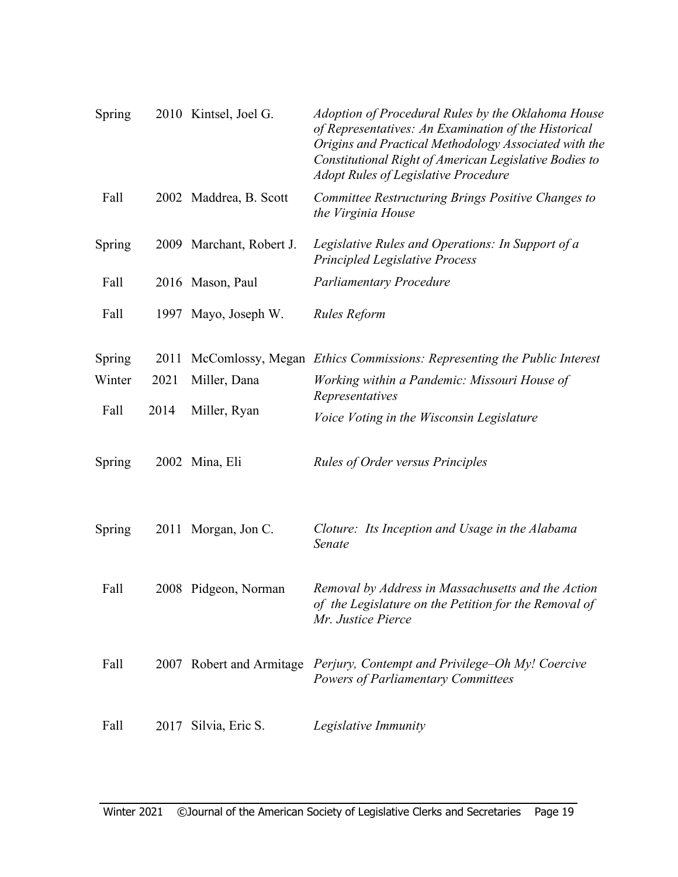| | | | |
|---|---|---|---|
| Spring | 2010 | Kintsel, Joel G. | *Adoption of Procedural Rules by the Oklahoma House of Representatives: An Examination of the Historical Origins and Practical Methodology Associated with the Constitutional Right of American Legislative Bodies to Adopt Rules of Legislative Procedure* |
| Fall | 2002 | Maddrea, B. Scott | *Committee Restructuring Brings Positive Changes to the Virginia House* |
| Spring | 2009 | Marchant, Robert J. | *Legislative Rules and Operations: In Support of a Principled Legislative Process* |
| Fall | 2016 | Mason, Paul | *Parliamentary Procedure* |
| Fall | 1997 | Mayo, Joseph W. | *Rules Reform* |
| Spring | 2011 | McComlossy, Megan | *Ethics Commissions: Representing the Public Interest* |
| Winter | 2021 | Miller, Dana | *Working within a Pandemic: Missouri House of Representatives* |
| Fall | 2014 | Miller, Ryan | *Voice Voting in the Wisconsin Legislature* |
| Spring | 2002 | Mina, Eli | *Rules of Order versus Principles* |
| Spring | 2011 | Morgan, Jon C. | *Cloture: Its Inception and Usage in the Alabama Senate* |
| Fall | 2008 | Pidgeon, Norman | *Removal by Address in Massachusetts and the Action of the Legislature on the Petition for the Removal of Mr. Justice Pierce* |
| Fall | 2007 | Robert and Armitage | *Perjury, Contempt and Privilege–Oh My! Coercive Powers of Parliamentary Committees* |
| Fall | 2017 | Silvia, Eric S. | *Legislative Immunity* |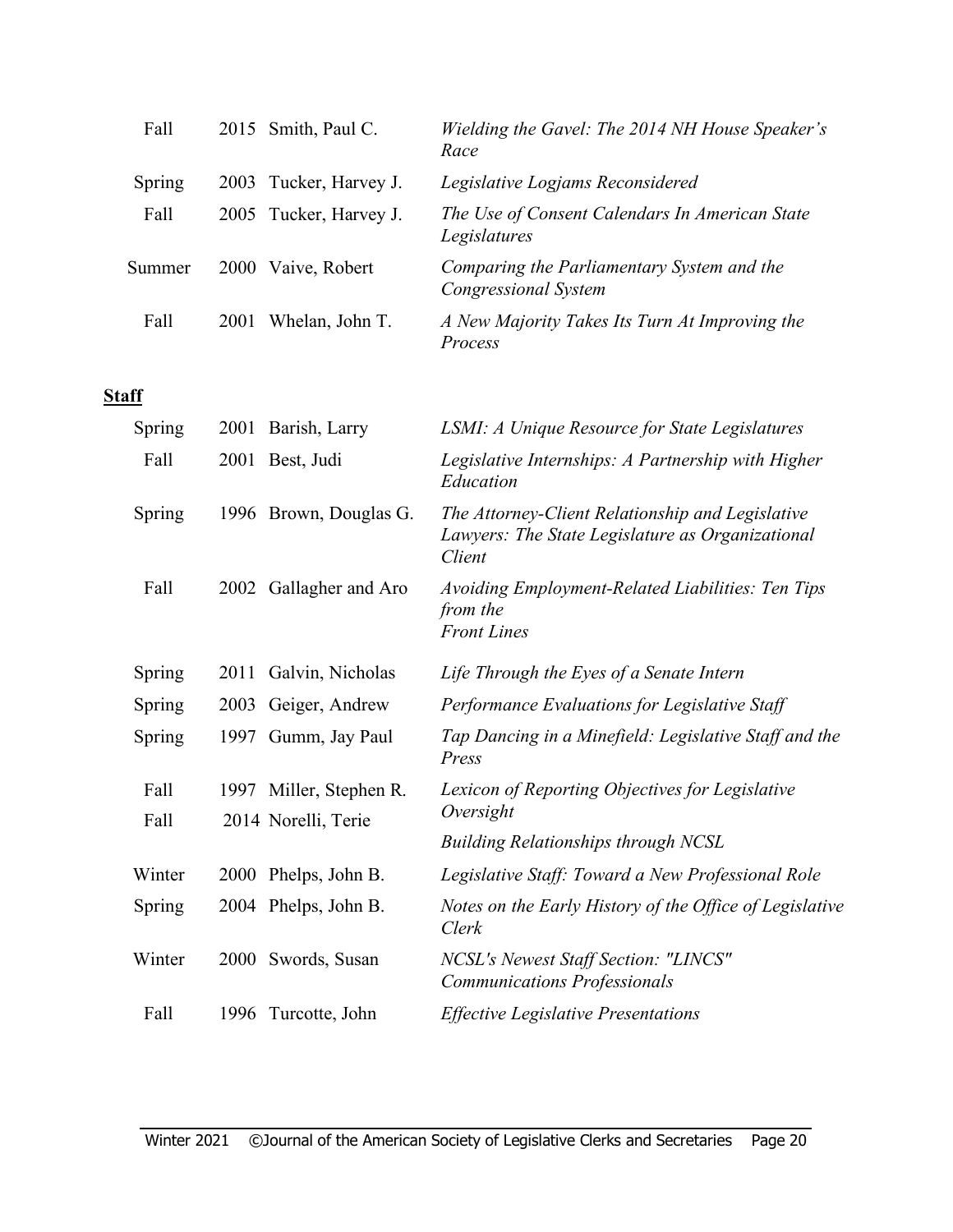| | | | |
|---|---|---|---|
| Fall | 2015 | Smith, Paul C. | *Wielding the Gavel: The 2014 NH House Speaker's Race* |
| Spring | 2003 | Tucker, Harvey J. | *Legislative Logjams Reconsidered* |
| Fall | 2005 | Tucker, Harvey J. | *The Use of Consent Calendars In American State Legislatures* |
| Summer | 2000 | Vaive, Robert | *Comparing the Parliamentary System and the Congressional System* |
| Fall | 2001 | Whelan, John T. | *A New Majority Takes Its Turn At Improving the Process* |

**Staff**

| | | | |
|---|---|---|---|
| Spring | 2001 | Barish, Larry | *LSMI: A Unique Resource for State Legislatures* |
| Fall | 2001 | Best, Judi | *Legislative Internships: A Partnership with Higher Education* |
| Spring | 1996 | Brown, Douglas G. | *The Attorney-Client Relationship and Legislative Lawyers: The State Legislature as Organizational Client* |
| Fall | 2002 | Gallagher and Aro | *Avoiding Employment-Related Liabilities: Ten Tips from the Front Lines* |
| Spring | 2011 | Galvin, Nicholas | *Life Through the Eyes of a Senate Intern* |
| Spring | 2003 | Geiger, Andrew | *Performance Evaluations for Legislative Staff* |
| Spring | 1997 | Gumm, Jay Paul | *Tap Dancing in a Minefield: Legislative Staff and the Press* |
| Fall | 1997 | Miller, Stephen R. | *Lexicon of Reporting Objectives for Legislative Oversight* |
| Fall | 2014 | Norelli, Terie | *Building Relationships through NCSL* |
| Winter | 2000 | Phelps, John B. | *Legislative Staff: Toward a New Professional Role* |
| Spring | 2004 | Phelps, John B. | *Notes on the Early History of the Office of Legislative Clerk* |
| Winter | 2000 | Swords, Susan | *NCSL's Newest Staff Section: "LINCS" Communications Professionals* |
| Fall | 1996 | Turcotte, John | *Effective Legislative Presentations* |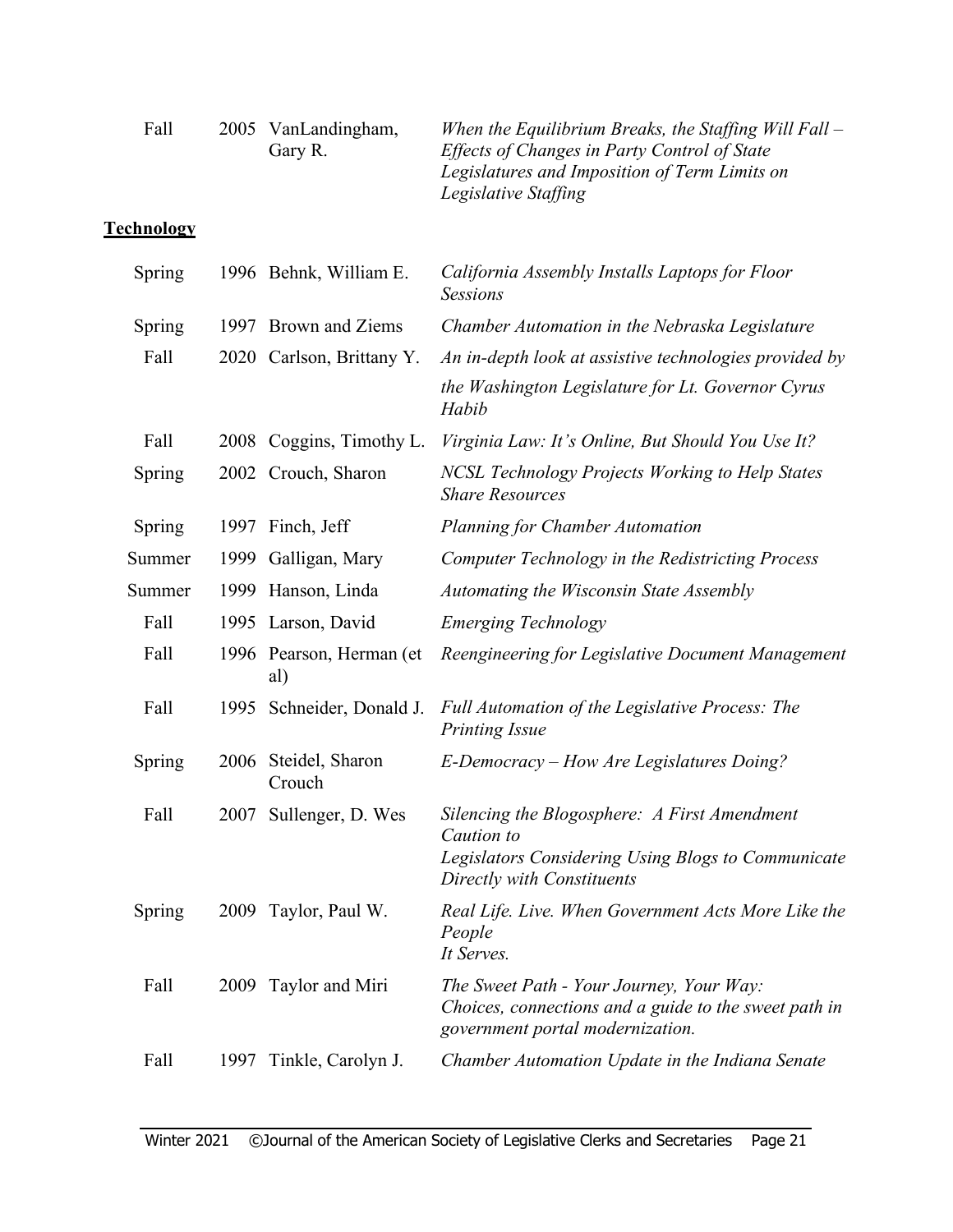| | | | |
|---|---|---|---|
| Fall | 2005 | VanLandingham, Gary R. | *When the Equilibrium Breaks, the Staffing Will Fall – Effects of Changes in Party Control of State Legislatures and Imposition of Term Limits on Legislative Staffing* |

**Technology**

| | | | |
|---|---|---|---|
| Spring | 1996 | Behnk, William E. | *California Assembly Installs Laptops for Floor Sessions* |
| Spring | 1997 | Brown and Ziems | *Chamber Automation in the Nebraska Legislature* |
| Fall | 2020 | Carlson, Brittany Y. | *An in-depth look at assistive technologies provided by the Washington Legislature for Lt. Governor Cyrus Habib* |
| Fall | 2008 | Coggins, Timothy L. | *Virginia Law: It's Online, But Should You Use It?* |
| Spring | 2002 | Crouch, Sharon | *NCSL Technology Projects Working to Help States Share Resources* |
| Spring | 1997 | Finch, Jeff | *Planning for Chamber Automation* |
| Summer | 1999 | Galligan, Mary | *Computer Technology in the Redistricting Process* |
| Summer | 1999 | Hanson, Linda | *Automating the Wisconsin State Assembly* |
| Fall | 1995 | Larson, David | *Emerging Technology* |
| Fall | 1996 | Pearson, Herman (et al) | *Reengineering for Legislative Document Management* |
| Fall | 1995 | Schneider, Donald J. | *Full Automation of the Legislative Process: The Printing Issue* |
| Spring | 2006 | Steidel, Sharon Crouch | *E-Democracy – How Are Legislatures Doing?* |
| Fall | 2007 | Sullenger, D. Wes | *Silencing the Blogosphere: A First Amendment Caution to Legislators Considering Using Blogs to Communicate Directly with Constituents* |
| Spring | 2009 | Taylor, Paul W. | *Real Life. Live. When Government Acts More Like the People It Serves.* |
| Fall | 2009 | Taylor and Miri | *The Sweet Path - Your Journey, Your Way: Choices, connections and a guide to the sweet path in government portal modernization.* |
| Fall | 1997 | Tinkle, Carolyn J. | *Chamber Automation Update in the Indiana Senate* |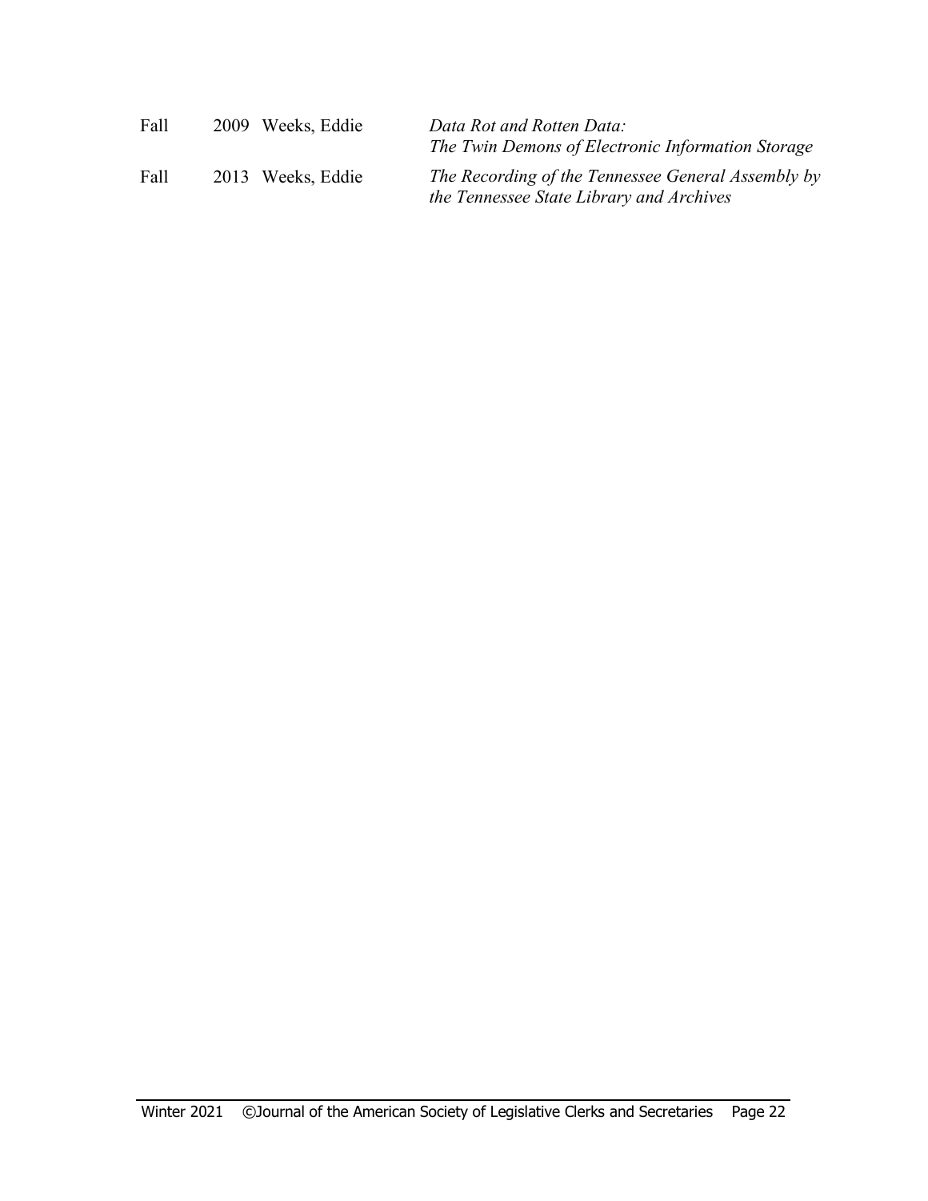| | | | |
|---|---|---|---|
| Fall | 2009 | Weeks, Eddie | *Data Rot and Rotten Data: The Twin Demons of Electronic Information Storage* |
| Fall | 2013 | Weeks, Eddie | *The Recording of the Tennessee General Assembly by the Tennessee State Library and Archives* |